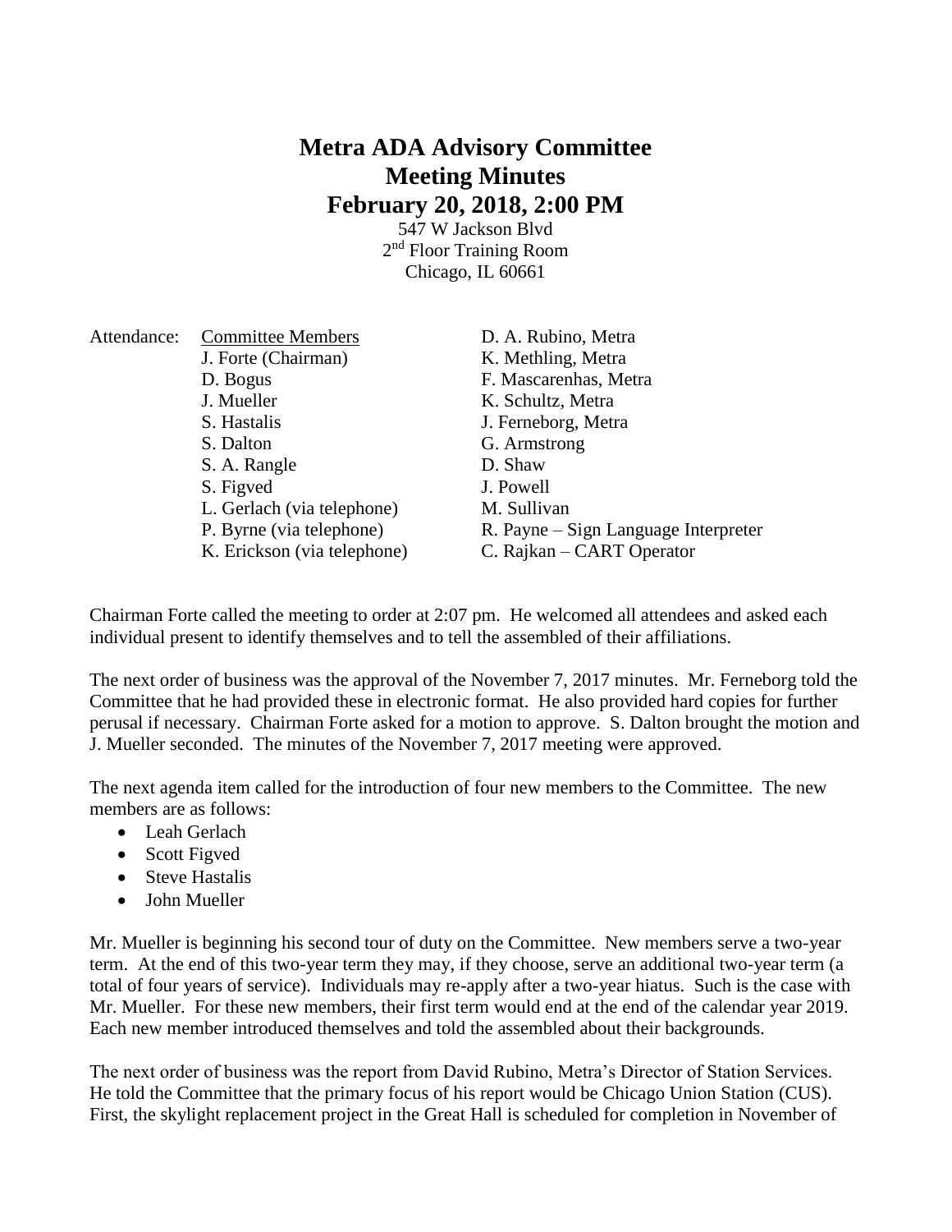# Metra ADA Advisory Committee
# Meeting Minutes
# February 20, 2018, 2:00 PM

547 W Jackson Blvd
2nd Floor Training Room
Chicago, IL 60661

Attendance:

| Committee Members | |
|---|---|
| J. Forte (Chairman) | D. A. Rubino, Metra |
| D. Bogus | K. Methling, Metra |
| J. Mueller | F. Mascarenhas, Metra |
| S. Hastalis | K. Schultz, Metra |
| S. Dalton | J. Ferneborg, Metra |
| S. A. Rangle | G. Armstrong |
| S. Figved | D. Shaw |
| L. Gerlach (via telephone) | J. Powell |
| P. Byrne (via telephone) | M. Sullivan |
| K. Erickson (via telephone) | R. Payne – Sign Language Interpreter |
| | C. Rajkan – CART Operator |

Chairman Forte called the meeting to order at 2:07 pm. He welcomed all attendees and asked each individual present to identify themselves and to tell the assembled of their affiliations.

The next order of business was the approval of the November 7, 2017 minutes. Mr. Ferneborg told the Committee that he had provided these in electronic format. He also provided hard copies for further perusal if necessary. Chairman Forte asked for a motion to approve. S. Dalton brought the motion and J. Mueller seconded. The minutes of the November 7, 2017 meeting were approved.

The next agenda item called for the introduction of four new members to the Committee. The new members are as follows:

- Leah Gerlach
- Scott Figved
- Steve Hastalis
- John Mueller

Mr. Mueller is beginning his second tour of duty on the Committee. New members serve a two-year term. At the end of this two-year term they may, if they choose, serve an additional two-year term (a total of four years of service). Individuals may re-apply after a two-year hiatus. Such is the case with Mr. Mueller. For these new members, their first term would end at the end of the calendar year 2019. Each new member introduced themselves and told the assembled about their backgrounds.

The next order of business was the report from David Rubino, Metra's Director of Station Services. He told the Committee that the primary focus of his report would be Chicago Union Station (CUS). First, the skylight replacement project in the Great Hall is scheduled for completion in November of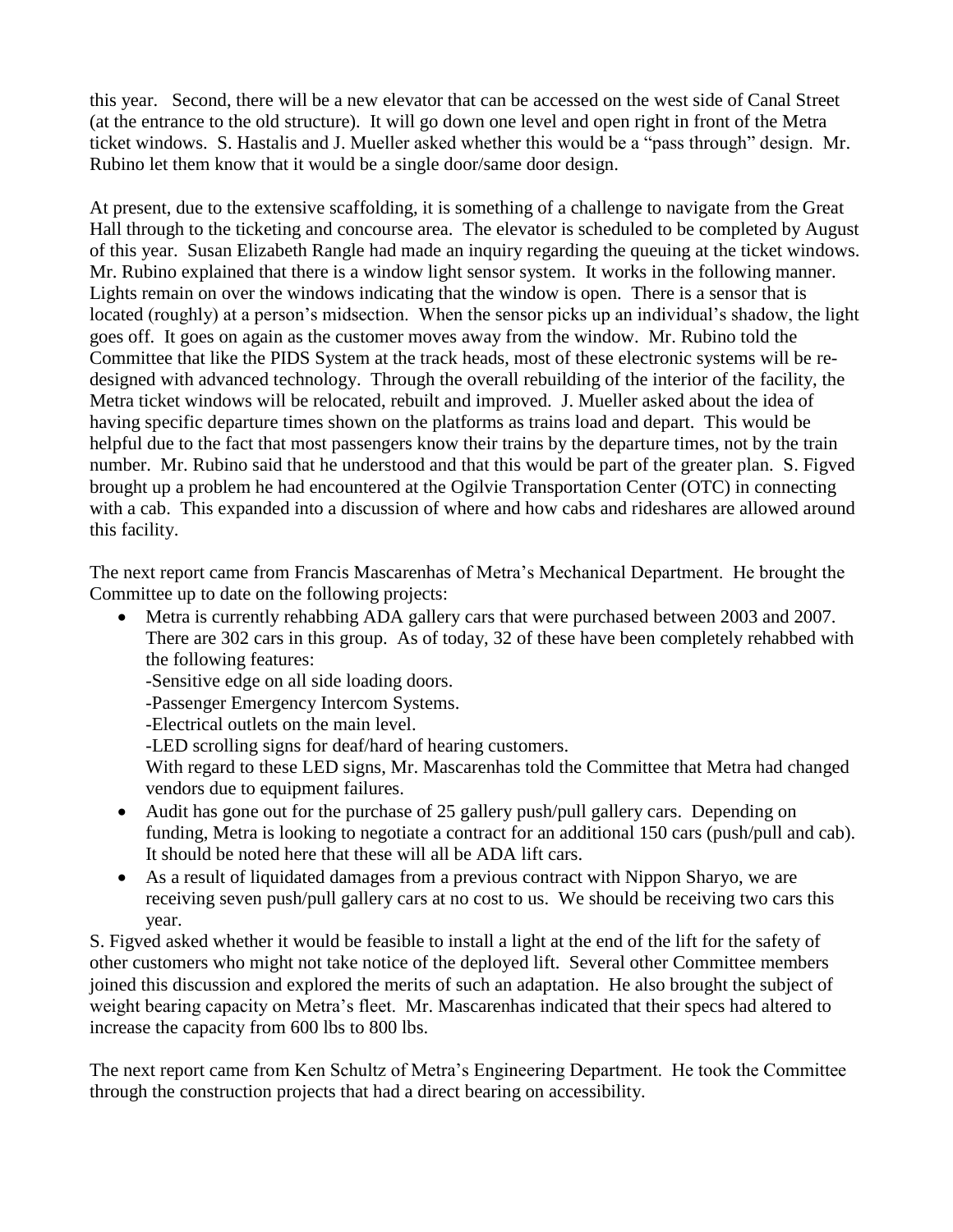this year. Second, there will be a new elevator that can be accessed on the west side of Canal Street (at the entrance to the old structure). It will go down one level and open right in front of the Metra ticket windows. S. Hastalis and J. Mueller asked whether this would be a "pass through" design. Mr. Rubino let them know that it would be a single door/same door design.

At present, due to the extensive scaffolding, it is something of a challenge to navigate from the Great Hall through to the ticketing and concourse area. The elevator is scheduled to be completed by August of this year. Susan Elizabeth Rangle had made an inquiry regarding the queuing at the ticket windows. Mr. Rubino explained that there is a window light sensor system. It works in the following manner. Lights remain on over the windows indicating that the window is open. There is a sensor that is located (roughly) at a person's midsection. When the sensor picks up an individual's shadow, the light goes off. It goes on again as the customer moves away from the window. Mr. Rubino told the Committee that like the PIDS System at the track heads, most of these electronic systems will be re-designed with advanced technology. Through the overall rebuilding of the interior of the facility, the Metra ticket windows will be relocated, rebuilt and improved. J. Mueller asked about the idea of having specific departure times shown on the platforms as trains load and depart. This would be helpful due to the fact that most passengers know their trains by the departure times, not by the train number. Mr. Rubino said that he understood and that this would be part of the greater plan. S. Figved brought up a problem he had encountered at the Ogilvie Transportation Center (OTC) in connecting with a cab. This expanded into a discussion of where and how cabs and rideshares are allowed around this facility.

The next report came from Francis Mascarenhas of Metra's Mechanical Department. He brought the Committee up to date on the following projects:

- Metra is currently rehabbing ADA gallery cars that were purchased between 2003 and 2007. There are 302 cars in this group. As of today, 32 of these have been completely rehabbed with the following features:
  - -Sensitive edge on all side loading doors.
  - -Passenger Emergency Intercom Systems.
  - -Electrical outlets on the main level.
  - -LED scrolling signs for deaf/hard of hearing customers.

  With regard to these LED signs, Mr. Mascarenhas told the Committee that Metra had changed vendors due to equipment failures.
- Audit has gone out for the purchase of 25 gallery push/pull gallery cars. Depending on funding, Metra is looking to negotiate a contract for an additional 150 cars (push/pull and cab). It should be noted here that these will all be ADA lift cars.
- As a result of liquidated damages from a previous contract with Nippon Sharyo, we are receiving seven push/pull gallery cars at no cost to us. We should be receiving two cars this year.

S. Figved asked whether it would be feasible to install a light at the end of the lift for the safety of other customers who might not take notice of the deployed lift. Several other Committee members joined this discussion and explored the merits of such an adaptation. He also brought the subject of weight bearing capacity on Metra's fleet. Mr. Mascarenhas indicated that their specs had altered to increase the capacity from 600 lbs to 800 lbs.

The next report came from Ken Schultz of Metra's Engineering Department. He took the Committee through the construction projects that had a direct bearing on accessibility.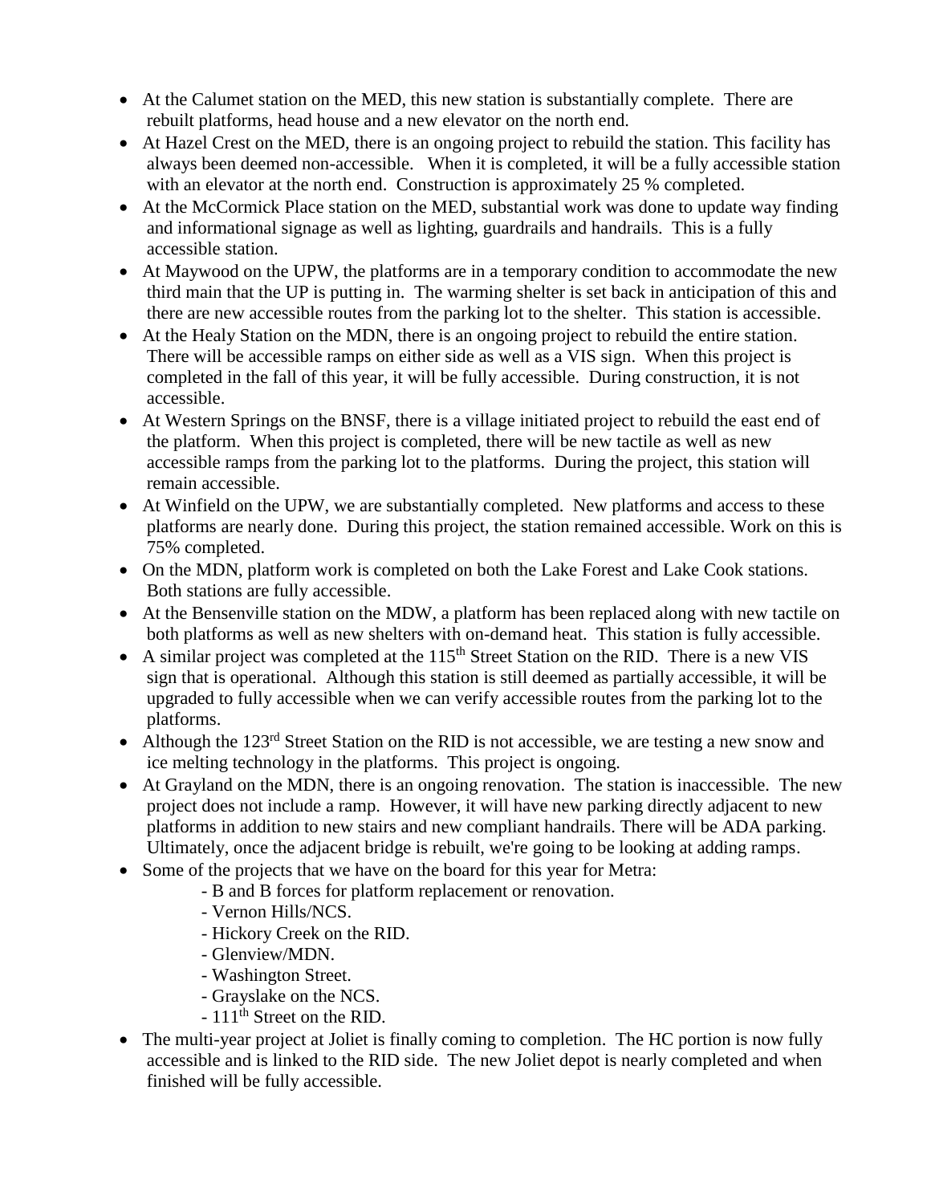- At the Calumet station on the MED, this new station is substantially complete. There are rebuilt platforms, head house and a new elevator on the north end.
- At Hazel Crest on the MED, there is an ongoing project to rebuild the station. This facility has always been deemed non-accessible. When it is completed, it will be a fully accessible station with an elevator at the north end. Construction is approximately 25 % completed.
- At the McCormick Place station on the MED, substantial work was done to update way finding and informational signage as well as lighting, guardrails and handrails. This is a fully accessible station.
- At Maywood on the UPW, the platforms are in a temporary condition to accommodate the new third main that the UP is putting in. The warming shelter is set back in anticipation of this and there are new accessible routes from the parking lot to the shelter. This station is accessible.
- At the Healy Station on the MDN, there is an ongoing project to rebuild the entire station. There will be accessible ramps on either side as well as a VIS sign. When this project is completed in the fall of this year, it will be fully accessible. During construction, it is not accessible.
- At Western Springs on the BNSF, there is a village initiated project to rebuild the east end of the platform. When this project is completed, there will be new tactile as well as new accessible ramps from the parking lot to the platforms. During the project, this station will remain accessible.
- At Winfield on the UPW, we are substantially completed. New platforms and access to these platforms are nearly done. During this project, the station remained accessible. Work on this is 75% completed.
- On the MDN, platform work is completed on both the Lake Forest and Lake Cook stations. Both stations are fully accessible.
- At the Bensenville station on the MDW, a platform has been replaced along with new tactile on both platforms as well as new shelters with on-demand heat. This station is fully accessible.
- A similar project was completed at the 115th Street Station on the RID. There is a new VIS sign that is operational. Although this station is still deemed as partially accessible, it will be upgraded to fully accessible when we can verify accessible routes from the parking lot to the platforms.
- Although the 123rd Street Station on the RID is not accessible, we are testing a new snow and ice melting technology in the platforms. This project is ongoing.
- At Grayland on the MDN, there is an ongoing renovation. The station is inaccessible. The new project does not include a ramp. However, it will have new parking directly adjacent to new platforms in addition to new stairs and new compliant handrails. There will be ADA parking. Ultimately, once the adjacent bridge is rebuilt, we're going to be looking at adding ramps.
- Some of the projects that we have on the board for this year for Metra:
  - B and B forces for platform replacement or renovation.
  - Vernon Hills/NCS.
  - Hickory Creek on the RID.
  - Glenview/MDN.
  - Washington Street.
  - Grayslake on the NCS.
  - 111th Street on the RID.
- The multi-year project at Joliet is finally coming to completion. The HC portion is now fully accessible and is linked to the RID side. The new Joliet depot is nearly completed and when finished will be fully accessible.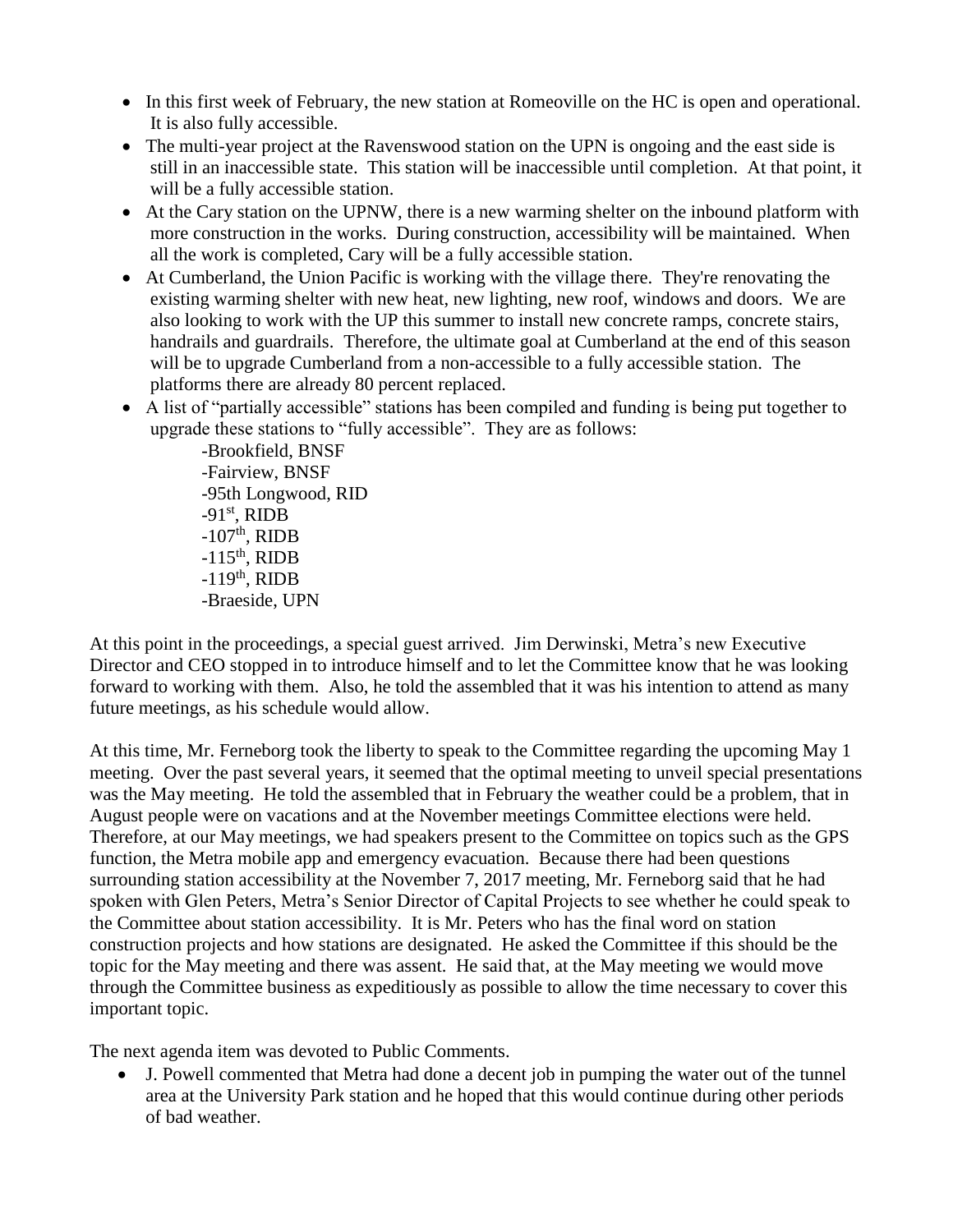- In this first week of February, the new station at Romeoville on the HC is open and operational. It is also fully accessible.
- The multi-year project at the Ravenswood station on the UPN is ongoing and the east side is still in an inaccessible state. This station will be inaccessible until completion. At that point, it will be a fully accessible station.
- At the Cary station on the UPNW, there is a new warming shelter on the inbound platform with more construction in the works. During construction, accessibility will be maintained. When all the work is completed, Cary will be a fully accessible station.
- At Cumberland, the Union Pacific is working with the village there. They're renovating the existing warming shelter with new heat, new lighting, new roof, windows and doors. We are also looking to work with the UP this summer to install new concrete ramps, concrete stairs, handrails and guardrails. Therefore, the ultimate goal at Cumberland at the end of this season will be to upgrade Cumberland from a non-accessible to a fully accessible station. The platforms there are already 80 percent replaced.
- A list of "partially accessible" stations has been compiled and funding is being put together to upgrade these stations to "fully accessible". They are as follows:

  -Brookfield, BNSF
  -Fairview, BNSF
  -95th Longwood, RID
  -91st, RIDB
  -107th, RIDB
  -115th, RIDB
  -119th, RIDB
  -Braeside, UPN

At this point in the proceedings, a special guest arrived. Jim Derwinski, Metra's new Executive Director and CEO stopped in to introduce himself and to let the Committee know that he was looking forward to working with them. Also, he told the assembled that it was his intention to attend as many future meetings, as his schedule would allow.

At this time, Mr. Ferneborg took the liberty to speak to the Committee regarding the upcoming May 1 meeting. Over the past several years, it seemed that the optimal meeting to unveil special presentations was the May meeting. He told the assembled that in February the weather could be a problem, that in August people were on vacations and at the November meetings Committee elections were held. Therefore, at our May meetings, we had speakers present to the Committee on topics such as the GPS function, the Metra mobile app and emergency evacuation. Because there had been questions surrounding station accessibility at the November 7, 2017 meeting, Mr. Ferneborg said that he had spoken with Glen Peters, Metra's Senior Director of Capital Projects to see whether he could speak to the Committee about station accessibility. It is Mr. Peters who has the final word on station construction projects and how stations are designated. He asked the Committee if this should be the topic for the May meeting and there was assent. He said that, at the May meeting we would move through the Committee business as expeditiously as possible to allow the time necessary to cover this important topic.

The next agenda item was devoted to Public Comments.

- J. Powell commented that Metra had done a decent job in pumping the water out of the tunnel area at the University Park station and he hoped that this would continue during other periods of bad weather.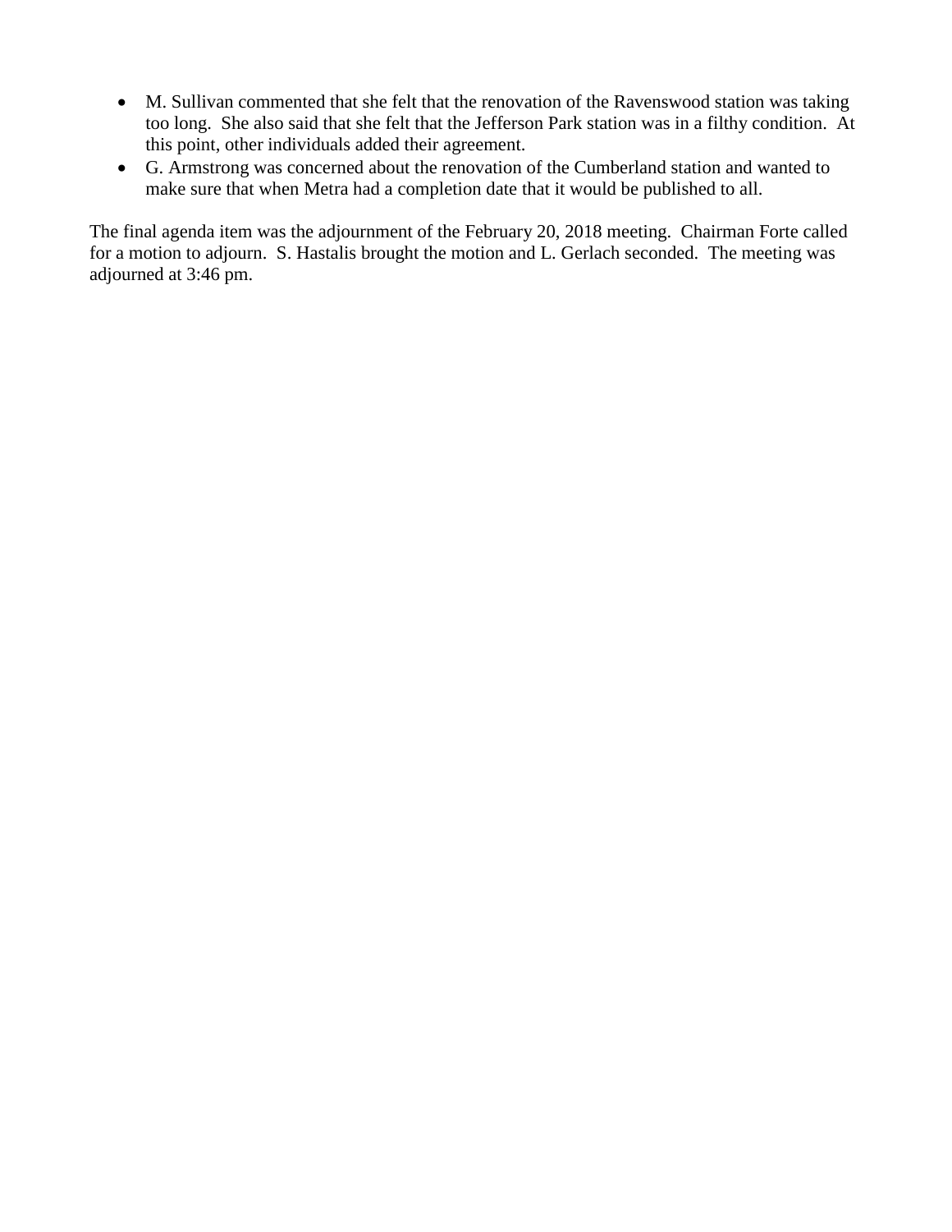- M. Sullivan commented that she felt that the renovation of the Ravenswood station was taking too long. She also said that she felt that the Jefferson Park station was in a filthy condition. At this point, other individuals added their agreement.
- G. Armstrong was concerned about the renovation of the Cumberland station and wanted to make sure that when Metra had a completion date that it would be published to all.

The final agenda item was the adjournment of the February 20, 2018 meeting. Chairman Forte called for a motion to adjourn. S. Hastalis brought the motion and L. Gerlach seconded. The meeting was adjourned at 3:46 pm.